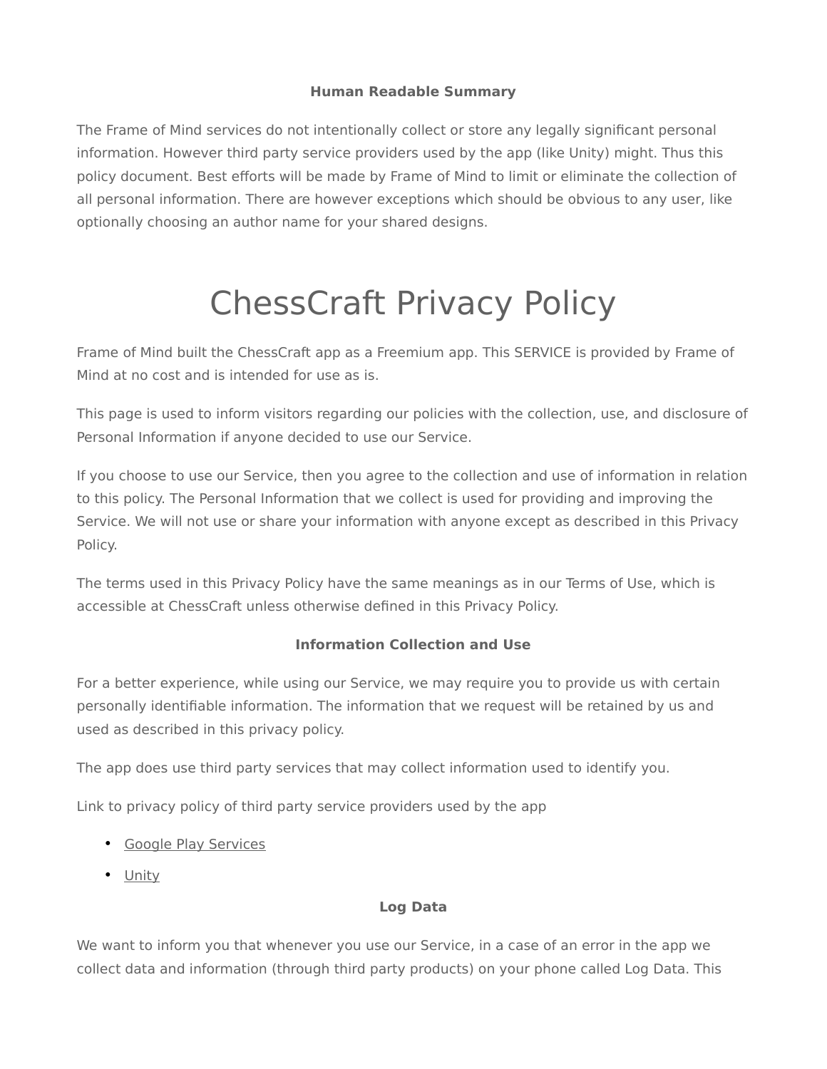**Human Readable Summary**

The Frame of Mind services do not intentionally collect or store any legally significant personal information. However third party service providers used by the app (like Unity) might. Thus this policy document. Best efforts will be made by Frame of Mind to limit or eliminate the collection of all personal information. There are however exceptions which should be obvious to any user, like optionally choosing an author name for your shared designs.

# ChessCraft Privacy Policy

Frame of Mind built the ChessCraft app as a Freemium app. This SERVICE is provided by Frame of Mind at no cost and is intended for use as is.

This page is used to inform visitors regarding our policies with the collection, use, and disclosure of Personal Information if anyone decided to use our Service.

If you choose to use our Service, then you agree to the collection and use of information in relation to this policy. The Personal Information that we collect is used for providing and improving the Service. We will not use or share your information with anyone except as described in this Privacy Policy.

The terms used in this Privacy Policy have the same meanings as in our Terms of Use, which is accessible at ChessCraft unless otherwise defined in this Privacy Policy.

**Information Collection and Use**

For a better experience, while using our Service, we may require you to provide us with certain personally identifiable information. The information that we request will be retained by us and used as described in this privacy policy.

The app does use third party services that may collect information used to identify you.

Link to privacy policy of third party service providers used by the app

- Google Play Services
- Unity

**Log Data**

We want to inform you that whenever you use our Service, in a case of an error in the app we collect data and information (through third party products) on your phone called Log Data. This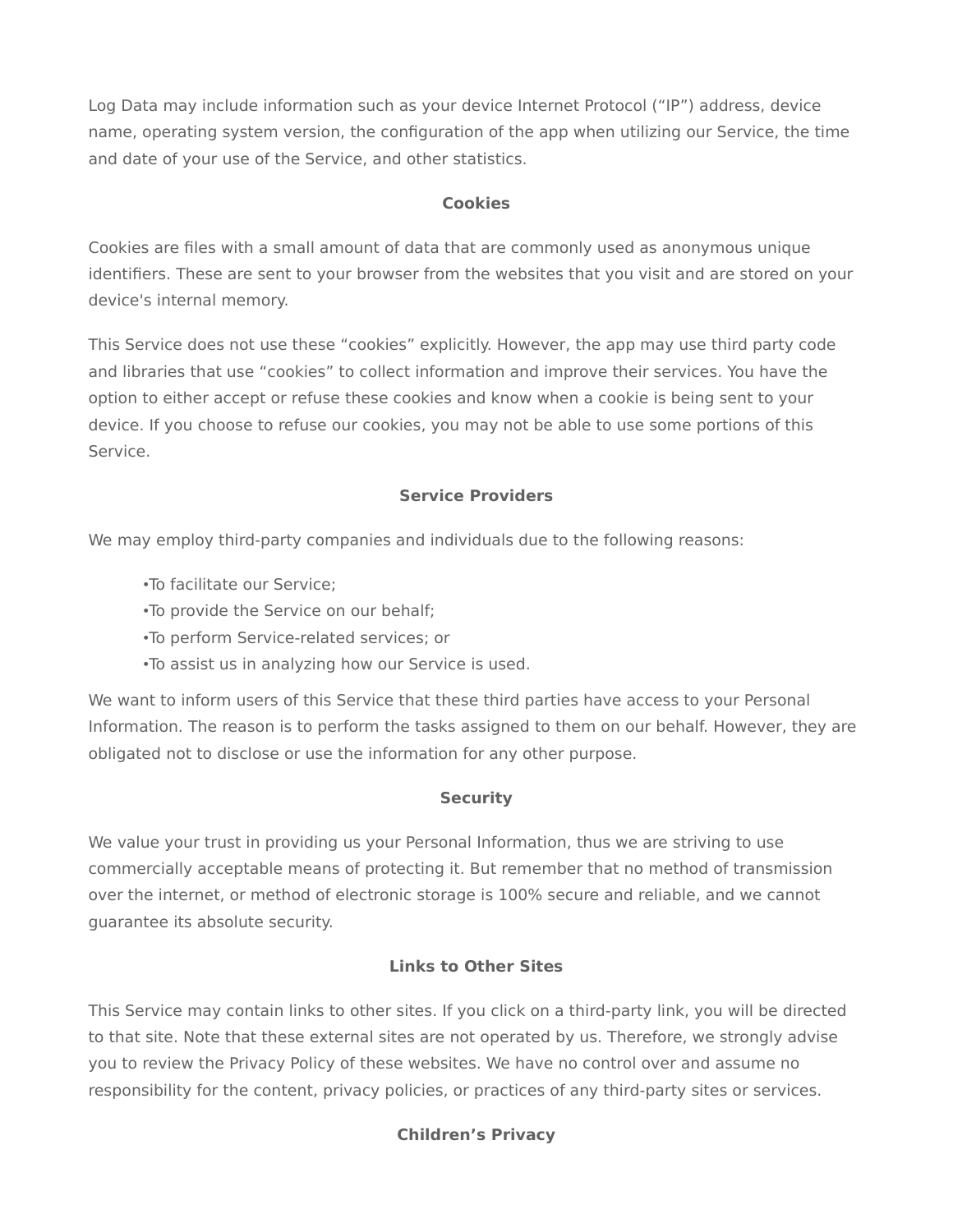Log Data may include information such as your device Internet Protocol (“IP”) address, device name, operating system version, the configuration of the app when utilizing our Service, the time and date of your use of the Service, and other statistics.

## Cookies

Cookies are files with a small amount of data that are commonly used as anonymous unique identifiers. These are sent to your browser from the websites that you visit and are stored on your device's internal memory.

This Service does not use these “cookies” explicitly. However, the app may use third party code and libraries that use “cookies” to collect information and improve their services. You have the option to either accept or refuse these cookies and know when a cookie is being sent to your device. If you choose to refuse our cookies, you may not be able to use some portions of this Service.

## Service Providers

We may employ third-party companies and individuals due to the following reasons:

- To facilitate our Service;
- To provide the Service on our behalf;
- To perform Service-related services; or
- To assist us in analyzing how our Service is used.

We want to inform users of this Service that these third parties have access to your Personal Information. The reason is to perform the tasks assigned to them on our behalf. However, they are obligated not to disclose or use the information for any other purpose.

## Security

We value your trust in providing us your Personal Information, thus we are striving to use commercially acceptable means of protecting it. But remember that no method of transmission over the internet, or method of electronic storage is 100% secure and reliable, and we cannot guarantee its absolute security.

## Links to Other Sites

This Service may contain links to other sites. If you click on a third-party link, you will be directed to that site. Note that these external sites are not operated by us. Therefore, we strongly advise you to review the Privacy Policy of these websites. We have no control over and assume no responsibility for the content, privacy policies, or practices of any third-party sites or services.

## Children’s Privacy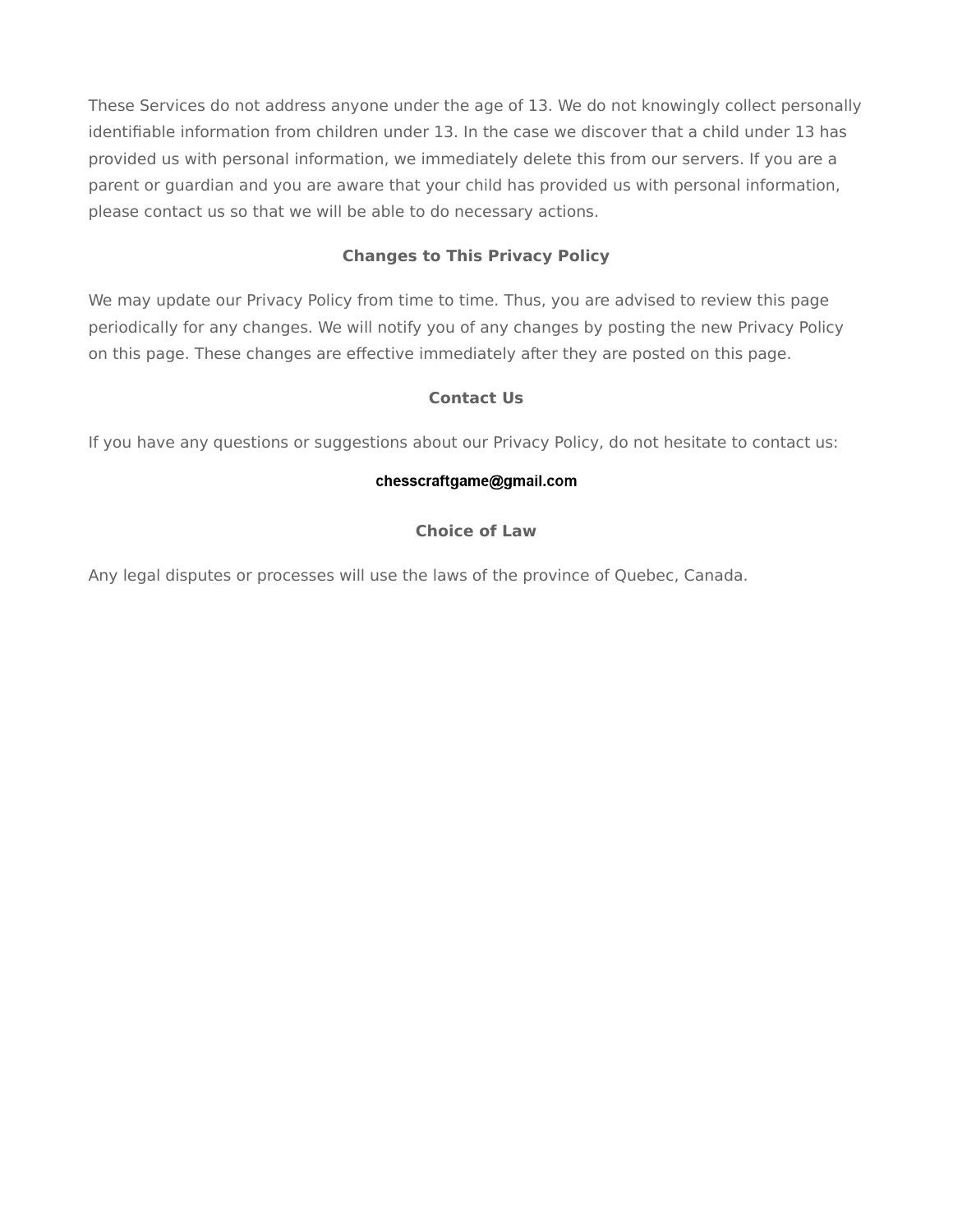These Services do not address anyone under the age of 13. We do not knowingly collect personally identifiable information from children under 13. In the case we discover that a child under 13 has provided us with personal information, we immediately delete this from our servers. If you are a parent or guardian and you are aware that your child has provided us with personal information, please contact us so that we will be able to do necessary actions.

## Changes to This Privacy Policy

We may update our Privacy Policy from time to time. Thus, you are advised to review this page periodically for any changes. We will notify you of any changes by posting the new Privacy Policy on this page. These changes are effective immediately after they are posted on this page.

## Contact Us

If you have any questions or suggestions about our Privacy Policy, do not hesitate to contact us:

**chesscraftgame@gmail.com**

## Choice of Law

Any legal disputes or processes will use the laws of the province of Quebec, Canada.